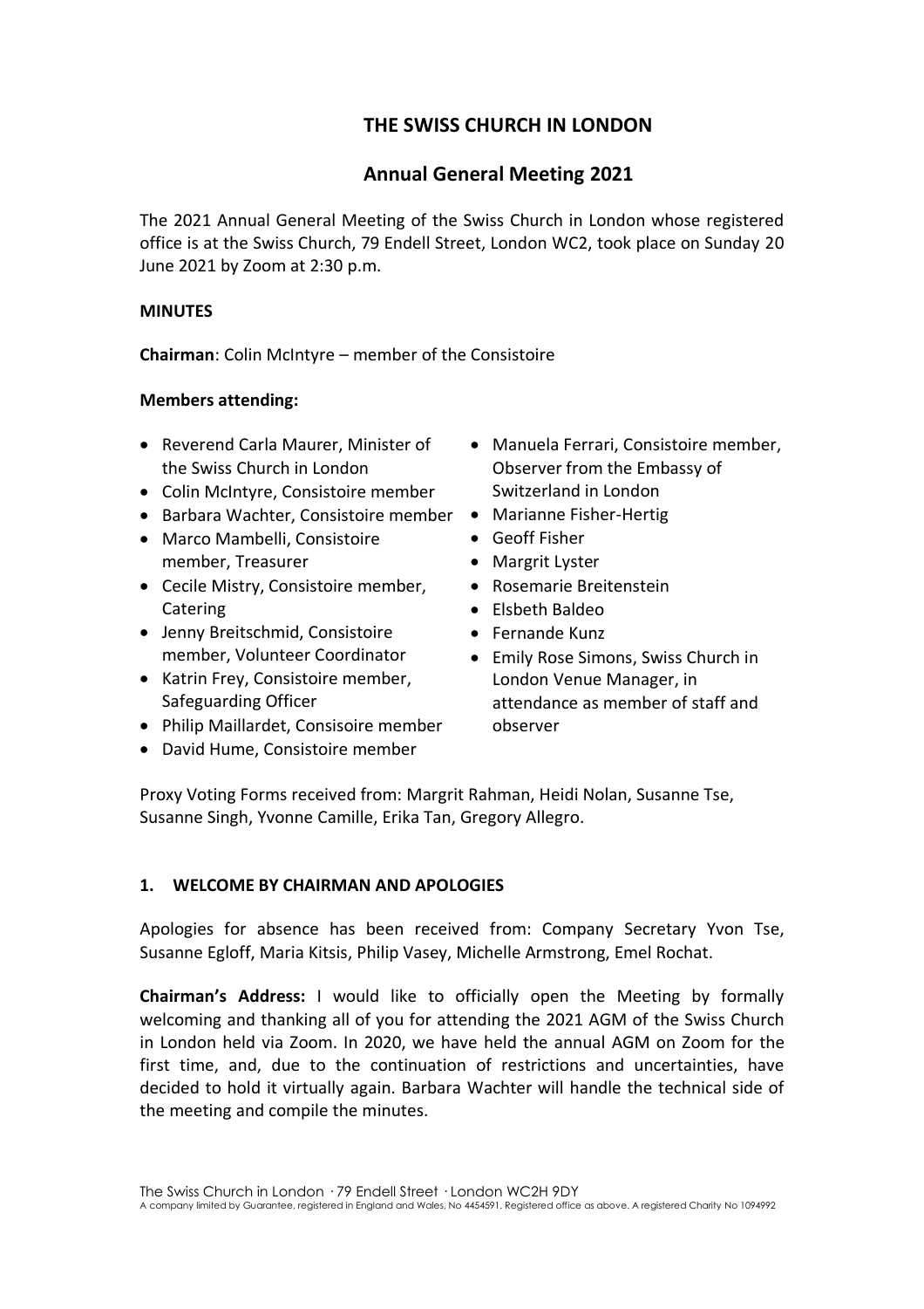# THE SWISS CHURCH IN LONDON

## Annual General Meeting 2021

The 2021 Annual General Meeting of the Swiss Church in London whose registered office is at the Swiss Church, 79 Endell Street, London WC2, took place on Sunday 20 June 2021 by Zoom at 2:30 p.m.

**MINUTES**

**Chairman**: Colin McIntyre – member of the Consistoire

**Members attending:**

- Reverend Carla Maurer, Minister of the Swiss Church in London
- Colin McIntyre, Consistoire member
- Barbara Wachter, Consistoire member
- Marco Mambelli, Consistoire member, Treasurer
- Cecile Mistry, Consistoire member, Catering
- Jenny Breitschmid, Consistoire member, Volunteer Coordinator
- Katrin Frey, Consistoire member, Safeguarding Officer
- Philip Maillardet, Consisoire member
- David Hume, Consistoire member
- Manuela Ferrari, Consistoire member, Observer from the Embassy of Switzerland in London
- Marianne Fisher-Hertig
- Geoff Fisher
- Margrit Lyster
- Rosemarie Breitenstein
- Elsbeth Baldeo
- Fernande Kunz
- Emily Rose Simons, Swiss Church in London Venue Manager, in attendance as member of staff and observer

Proxy Voting Forms received from: Margrit Rahman, Heidi Nolan, Susanne Tse, Susanne Singh, Yvonne Camille, Erika Tan, Gregory Allegro.

### 1. WELCOME BY CHAIRMAN AND APOLOGIES

Apologies for absence has been received from: Company Secretary Yvon Tse, Susanne Egloff, Maria Kitsis, Philip Vasey, Michelle Armstrong, Emel Rochat.

**Chairman's Address:** I would like to officially open the Meeting by formally welcoming and thanking all of you for attending the 2021 AGM of the Swiss Church in London held via Zoom. In 2020, we have held the annual AGM on Zoom for the first time, and, due to the continuation of restrictions and uncertainties, have decided to hold it virtually again. Barbara Wachter will handle the technical side of the meeting and compile the minutes.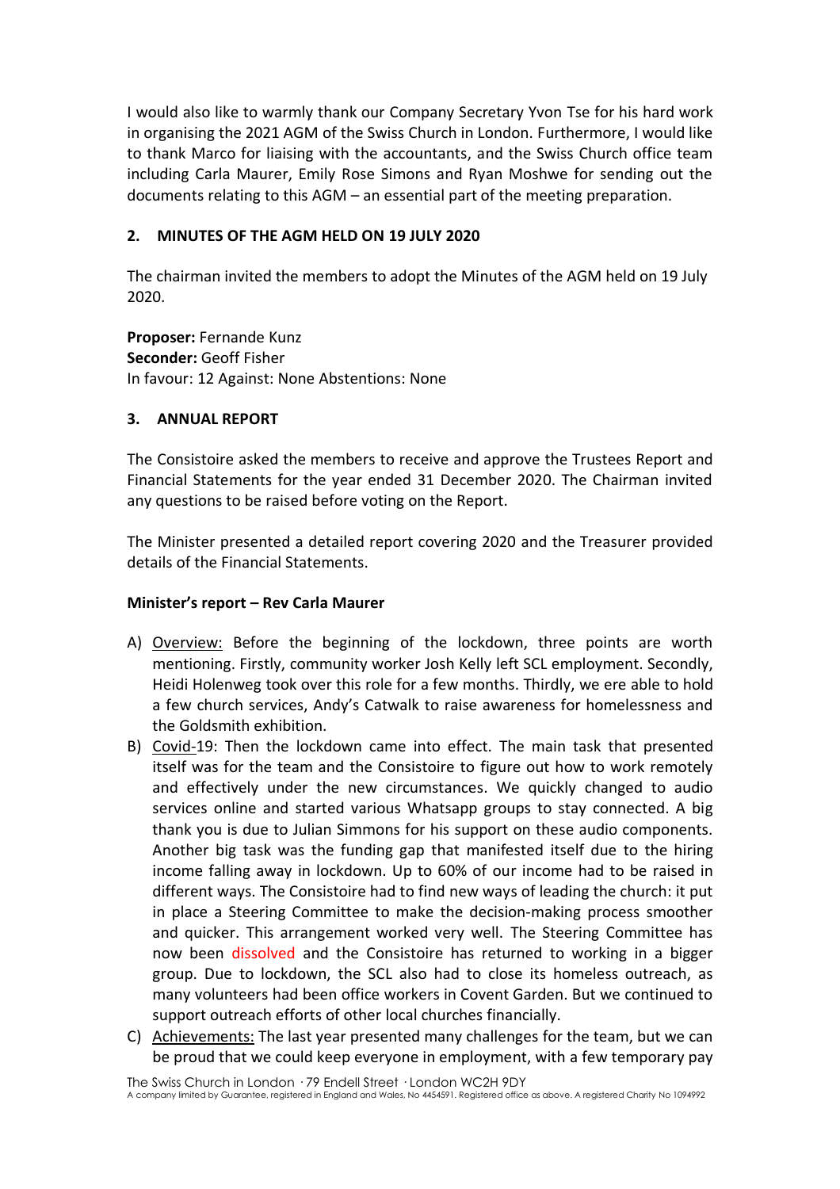I would also like to warmly thank our Company Secretary Yvon Tse for his hard work in organising the 2021 AGM of the Swiss Church in London. Furthermore, I would like to thank Marco for liaising with the accountants, and the Swiss Church office team including Carla Maurer, Emily Rose Simons and Ryan Moshwe for sending out the documents relating to this AGM – an essential part of the meeting preparation.

## 2. MINUTES OF THE AGM HELD ON 19 JULY 2020

The chairman invited the members to adopt the Minutes of the AGM held on 19 July 2020.

**Proposer:** Fernande Kunz
**Seconder:** Geoff Fisher
In favour: 12 Against: None Abstentions: None

## 3. ANNUAL REPORT

The Consistoire asked the members to receive and approve the Trustees Report and Financial Statements for the year ended 31 December 2020. The Chairman invited any questions to be raised before voting on the Report.

The Minister presented a detailed report covering 2020 and the Treasurer provided details of the Financial Statements.

**Minister's report – Rev Carla Maurer**

A) Overview: Before the beginning of the lockdown, three points are worth mentioning. Firstly, community worker Josh Kelly left SCL employment. Secondly, Heidi Holenweg took over this role for a few months. Thirdly, we ere able to hold a few church services, Andy's Catwalk to raise awareness for homelessness and the Goldsmith exhibition.

B) Covid-19: Then the lockdown came into effect. The main task that presented itself was for the team and the Consistoire to figure out how to work remotely and effectively under the new circumstances. We quickly changed to audio services online and started various Whatsapp groups to stay connected. A big thank you is due to Julian Simmons for his support on these audio components. Another big task was the funding gap that manifested itself due to the hiring income falling away in lockdown. Up to 60% of our income had to be raised in different ways. The Consistoire had to find new ways of leading the church: it put in place a Steering Committee to make the decision-making process smoother and quicker. This arrangement worked very well. The Steering Committee has now been dissolved and the Consistoire has returned to working in a bigger group. Due to lockdown, the SCL also had to close its homeless outreach, as many volunteers had been office workers in Covent Garden. But we continued to support outreach efforts of other local churches financially.

C) Achievements: The last year presented many challenges for the team, but we can be proud that we could keep everyone in employment, with a few temporary pay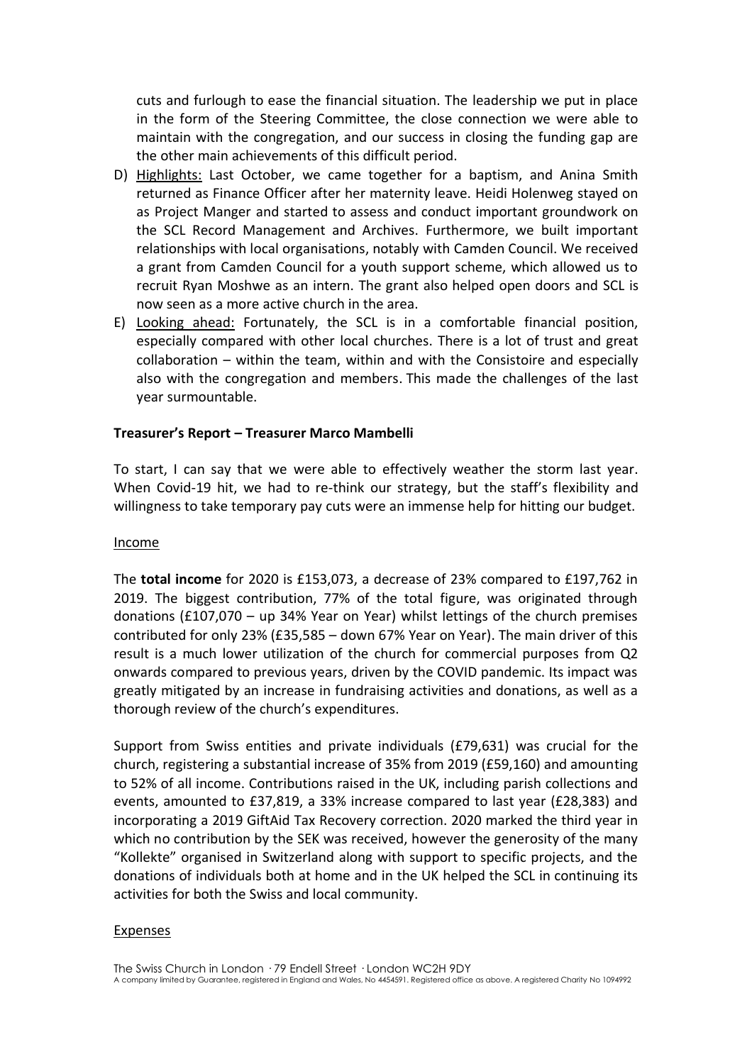cuts and furlough to ease the financial situation. The leadership we put in place in the form of the Steering Committee, the close connection we were able to maintain with the congregation, and our success in closing the funding gap are the other main achievements of this difficult period.

D) Highlights: Last October, we came together for a baptism, and Anina Smith returned as Finance Officer after her maternity leave. Heidi Holenweg stayed on as Project Manger and started to assess and conduct important groundwork on the SCL Record Management and Archives. Furthermore, we built important relationships with local organisations, notably with Camden Council. We received a grant from Camden Council for a youth support scheme, which allowed us to recruit Ryan Moshwe as an intern. The grant also helped open doors and SCL is now seen as a more active church in the area.

E) Looking ahead: Fortunately, the SCL is in a comfortable financial position, especially compared with other local churches. There is a lot of trust and great collaboration – within the team, within and with the Consistoire and especially also with the congregation and members. This made the challenges of the last year surmountable.

**Treasurer's Report – Treasurer Marco Mambelli**

To start, I can say that we were able to effectively weather the storm last year. When Covid-19 hit, we had to re-think our strategy, but the staff's flexibility and willingness to take temporary pay cuts were an immense help for hitting our budget.

Income

The **total income** for 2020 is £153,073, a decrease of 23% compared to £197,762 in 2019. The biggest contribution, 77% of the total figure, was originated through donations (£107,070 – up 34% Year on Year) whilst lettings of the church premises contributed for only 23% (£35,585 – down 67% Year on Year). The main driver of this result is a much lower utilization of the church for commercial purposes from Q2 onwards compared to previous years, driven by the COVID pandemic. Its impact was greatly mitigated by an increase in fundraising activities and donations, as well as a thorough review of the church's expenditures.

Support from Swiss entities and private individuals (£79,631) was crucial for the church, registering a substantial increase of 35% from 2019 (£59,160) and amounting to 52% of all income. Contributions raised in the UK, including parish collections and events, amounted to £37,819, a 33% increase compared to last year (£28,383) and incorporating a 2019 GiftAid Tax Recovery correction. 2020 marked the third year in which no contribution by the SEK was received, however the generosity of the many "Kollekte" organised in Switzerland along with support to specific projects, and the donations of individuals both at home and in the UK helped the SCL in continuing its activities for both the Swiss and local community.

Expenses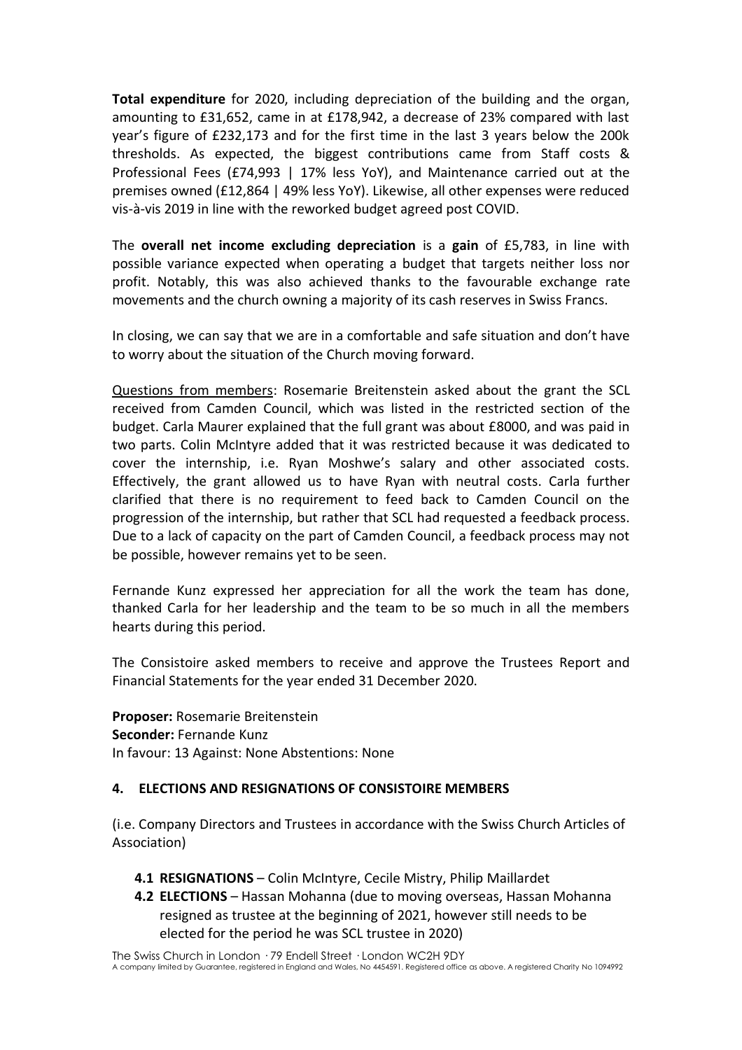**Total expenditure** for 2020, including depreciation of the building and the organ, amounting to £31,652, came in at £178,942, a decrease of 23% compared with last year's figure of £232,173 and for the first time in the last 3 years below the 200k thresholds. As expected, the biggest contributions came from Staff costs & Professional Fees (£74,993 | 17% less YoY), and Maintenance carried out at the premises owned (£12,864 | 49% less YoY). Likewise, all other expenses were reduced vis-à-vis 2019 in line with the reworked budget agreed post COVID.

The **overall net income excluding depreciation** is a **gain** of £5,783, in line with possible variance expected when operating a budget that targets neither loss nor profit. Notably, this was also achieved thanks to the favourable exchange rate movements and the church owning a majority of its cash reserves in Swiss Francs.

In closing, we can say that we are in a comfortable and safe situation and don't have to worry about the situation of the Church moving forward.

Questions from members: Rosemarie Breitenstein asked about the grant the SCL received from Camden Council, which was listed in the restricted section of the budget. Carla Maurer explained that the full grant was about £8000, and was paid in two parts. Colin McIntyre added that it was restricted because it was dedicated to cover the internship, i.e. Ryan Moshwe's salary and other associated costs. Effectively, the grant allowed us to have Ryan with neutral costs. Carla further clarified that there is no requirement to feed back to Camden Council on the progression of the internship, but rather that SCL had requested a feedback process. Due to a lack of capacity on the part of Camden Council, a feedback process may not be possible, however remains yet to be seen.

Fernande Kunz expressed her appreciation for all the work the team has done, thanked Carla for her leadership and the team to be so much in all the members hearts during this period.

The Consistoire asked members to receive and approve the Trustees Report and Financial Statements for the year ended 31 December 2020.

**Proposer:** Rosemarie Breitenstein
**Seconder:** Fernande Kunz
In favour: 13 Against: None Abstentions: None

## 4. ELECTIONS AND RESIGNATIONS OF CONSISTOIRE MEMBERS

(i.e. Company Directors and Trustees in accordance with the Swiss Church Articles of Association)

**4.1 RESIGNATIONS** – Colin McIntyre, Cecile Mistry, Philip Maillardet

**4.2 ELECTIONS** – Hassan Mohanna (due to moving overseas, Hassan Mohanna resigned as trustee at the beginning of 2021, however still needs to be elected for the period he was SCL trustee in 2020)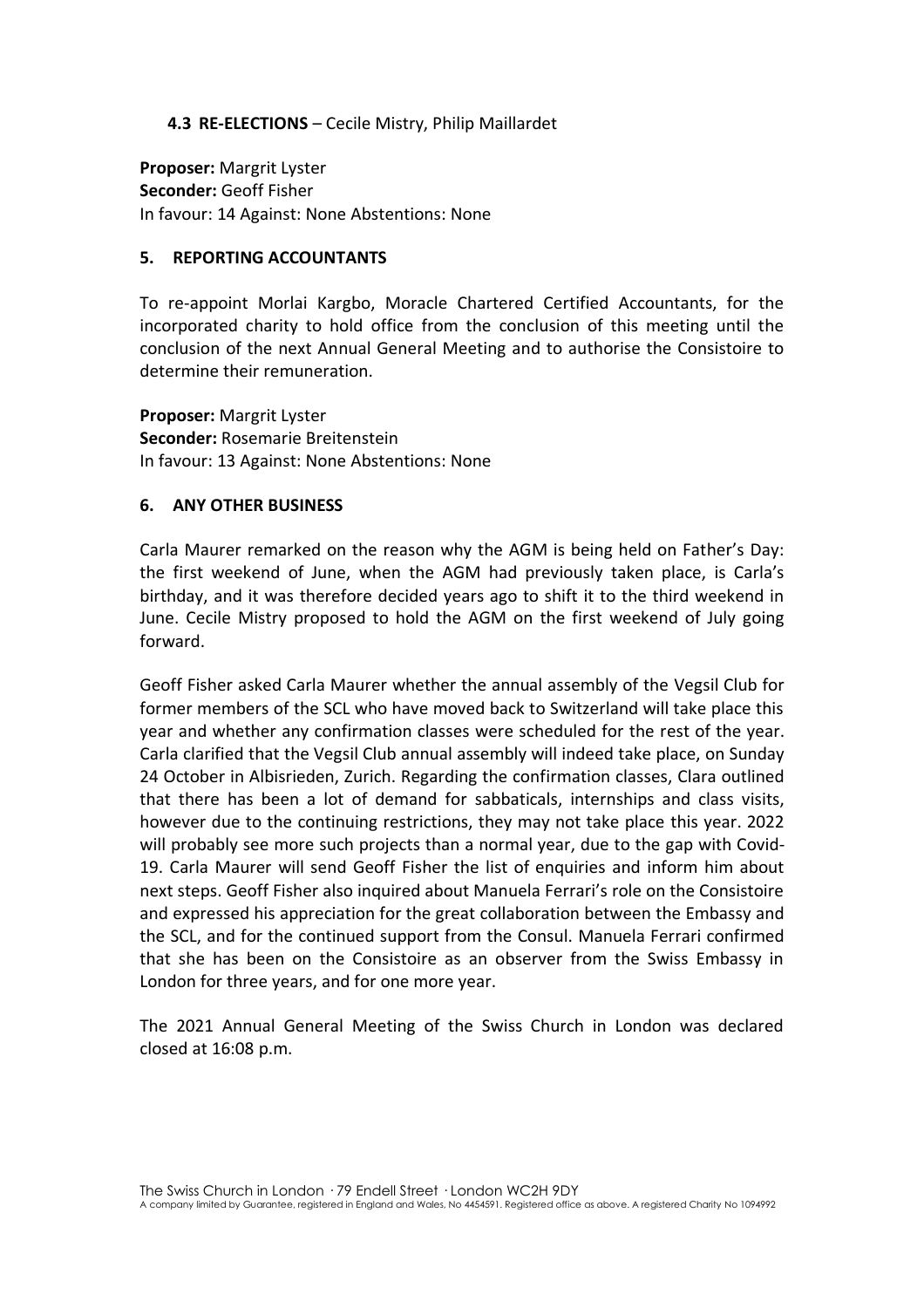**4.3 RE-ELECTIONS** – Cecile Mistry, Philip Maillardet

**Proposer:** Margrit Lyster
**Seconder:** Geoff Fisher
In favour: 14 Against: None Abstentions: None

## 5. REPORTING ACCOUNTANTS

To re-appoint Morlai Kargbo, Moracle Chartered Certified Accountants, for the incorporated charity to hold office from the conclusion of this meeting until the conclusion of the next Annual General Meeting and to authorise the Consistoire to determine their remuneration.

**Proposer:** Margrit Lyster
**Seconder:** Rosemarie Breitenstein
In favour: 13 Against: None Abstentions: None

## 6. ANY OTHER BUSINESS

Carla Maurer remarked on the reason why the AGM is being held on Father's Day: the first weekend of June, when the AGM had previously taken place, is Carla's birthday, and it was therefore decided years ago to shift it to the third weekend in June. Cecile Mistry proposed to hold the AGM on the first weekend of July going forward.

Geoff Fisher asked Carla Maurer whether the annual assembly of the Vegsil Club for former members of the SCL who have moved back to Switzerland will take place this year and whether any confirmation classes were scheduled for the rest of the year. Carla clarified that the Vegsil Club annual assembly will indeed take place, on Sunday 24 October in Albisrieden, Zurich. Regarding the confirmation classes, Clara outlined that there has been a lot of demand for sabbaticals, internships and class visits, however due to the continuing restrictions, they may not take place this year. 2022 will probably see more such projects than a normal year, due to the gap with Covid-19. Carla Maurer will send Geoff Fisher the list of enquiries and inform him about next steps. Geoff Fisher also inquired about Manuela Ferrari's role on the Consistoire and expressed his appreciation for the great collaboration between the Embassy and the SCL, and for the continued support from the Consul. Manuela Ferrari confirmed that she has been on the Consistoire as an observer from the Swiss Embassy in London for three years, and for one more year.

The 2021 Annual General Meeting of the Swiss Church in London was declared closed at 16:08 p.m.

The Swiss Church in London · 79 Endell Street · London WC2H 9DY
A company limited by Guarantee, registered in England and Wales, No 4454591. Registered office as above. A registered Charity No 1094992